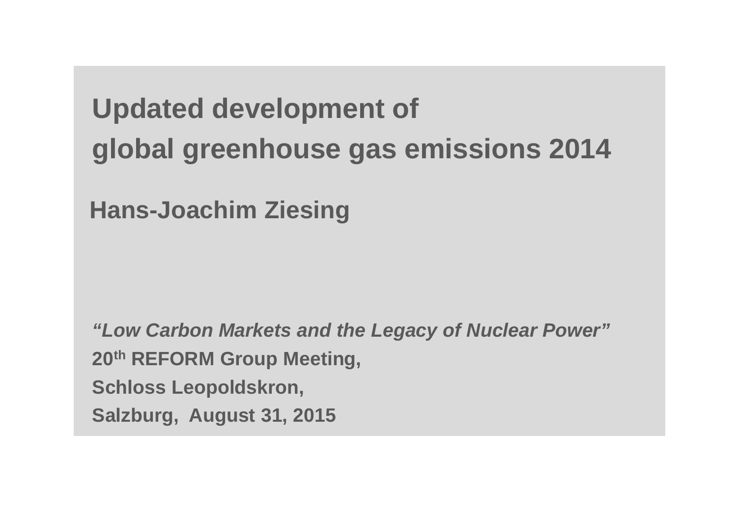# Updated development of global greenhouse gas emissions 2014

## Hans-Joachim Ziesing

***"Low Carbon Markets and the Legacy of Nuclear Power"***

**20th REFORM Group Meeting,**

**Schloss Leopoldskron,**

**Salzburg, August 31, 2015**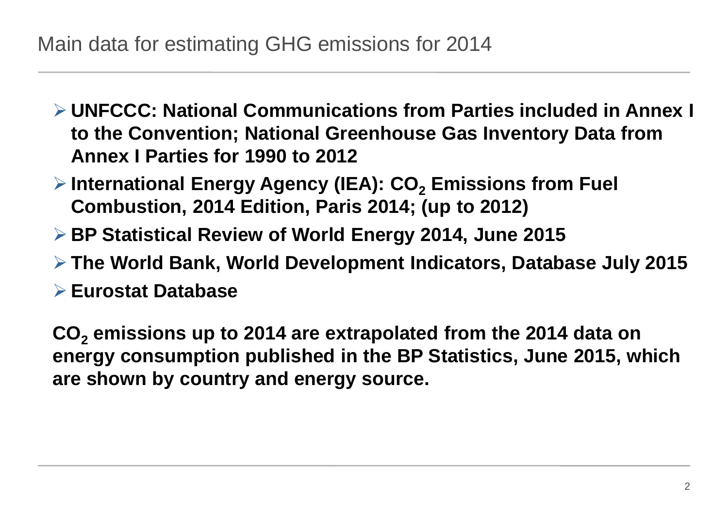# Main data for estimating GHG emissions for 2014

- **UNFCCC: National Communications from Parties included in Annex I to the Convention; National Greenhouse Gas Inventory Data from Annex I Parties for 1990 to 2012**
- **International Energy Agency (IEA): $CO_2$ Emissions from Fuel Combustion, 2014 Edition, Paris 2014; (up to 2012)**
- **BP Statistical Review of World Energy 2014, June 2015**
- **The World Bank, World Development Indicators, Database July 2015**
- **Eurostat Database**

**$CO_2$ emissions up to 2014 are extrapolated from the 2014 data on energy consumption published in the BP Statistics, June 2015, which are shown by country and energy source.**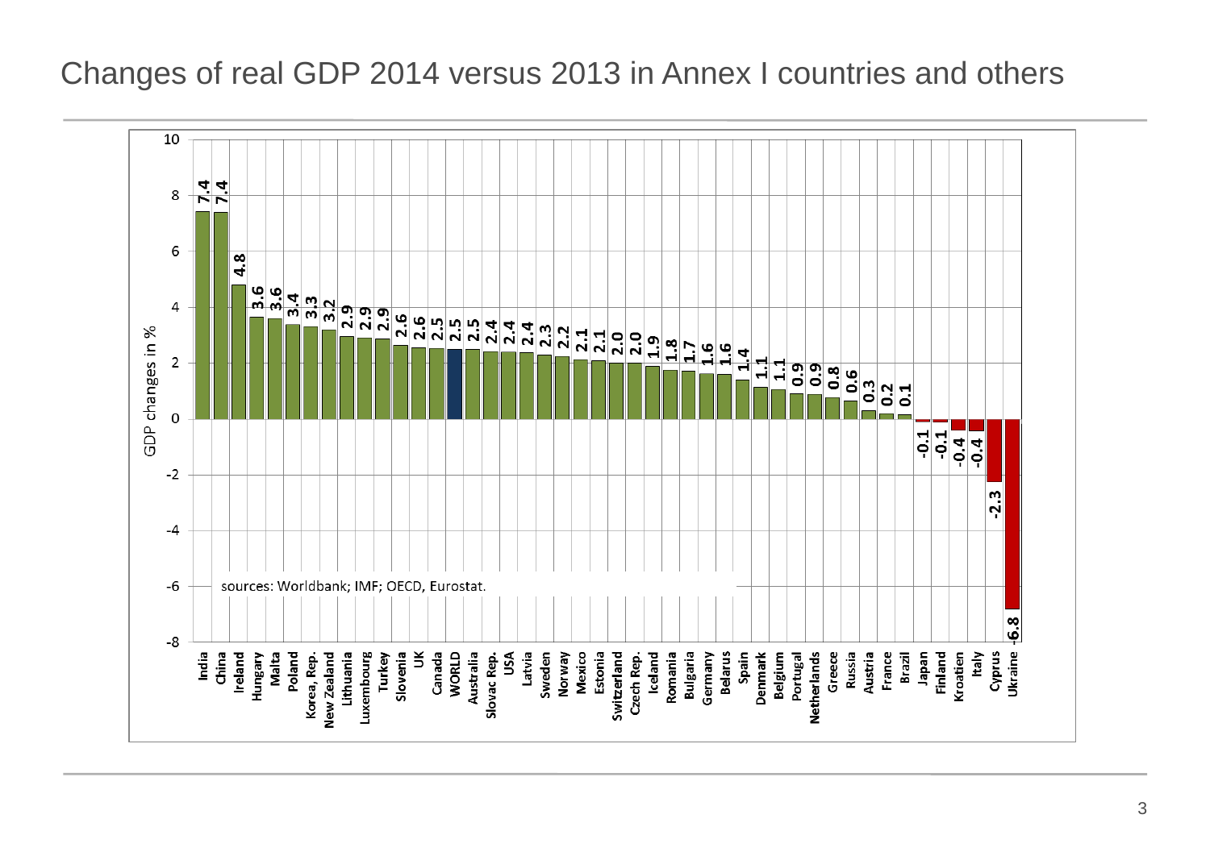# Changes of real GDP 2014 versus 2013 in Annex I countries and others

| Country | GDP changes in % |
|---|---|
| India | 7.4 |
| China | 7.4 |
| Ireland | 4.8 |
| Hungary | 3.6 |
| Malta | 3.6 |
| Poland | 3.4 |
| Korea, Rep. | 3.3 |
| New Zealand | 3.2 |
| Lithuania | 2.9 |
| Luxembourg | 2.9 |
| Turkey | 2.9 |
| Slovenia | 2.6 |
| UK | 2.6 |
| Canada | 2.5 |
| WORLD | 2.5 |
| Australia | 2.5 |
| Slovac Rep. | 2.4 |
| USA | 2.4 |
| Latvia | 2.4 |
| Sweden | 2.3 |
| Norway | 2.2 |
| Mexico | 2.1 |
| Estonia | 2.1 |
| Switzerland | 2.0 |
| Czech Rep. | 2.0 |
| Iceland | 1.9 |
| Romania | 1.8 |
| Bulgaria | 1.7 |
| Germany | 1.6 |
| Belarus | 1.6 |
| Spain | 1.4 |
| Denmark | 1.1 |
| Belgium | 1.1 |
| Portugal | 0.9 |
| Netherlands | 0.9 |
| Greece | 0.8 |
| Russia | 0.6 |
| Austria | 0.3 |
| France | 0.2 |
| Brazil | 0.1 |
| Japan | -0.1 |
| Finland | -0.1 |
| Kroatien | -0.4 |
| Italy | -0.4 |
| Cyprus | -2.3 |
| Ukraine | -6.8 |

sources: Worldbank; IMF; OECD, Eurostat.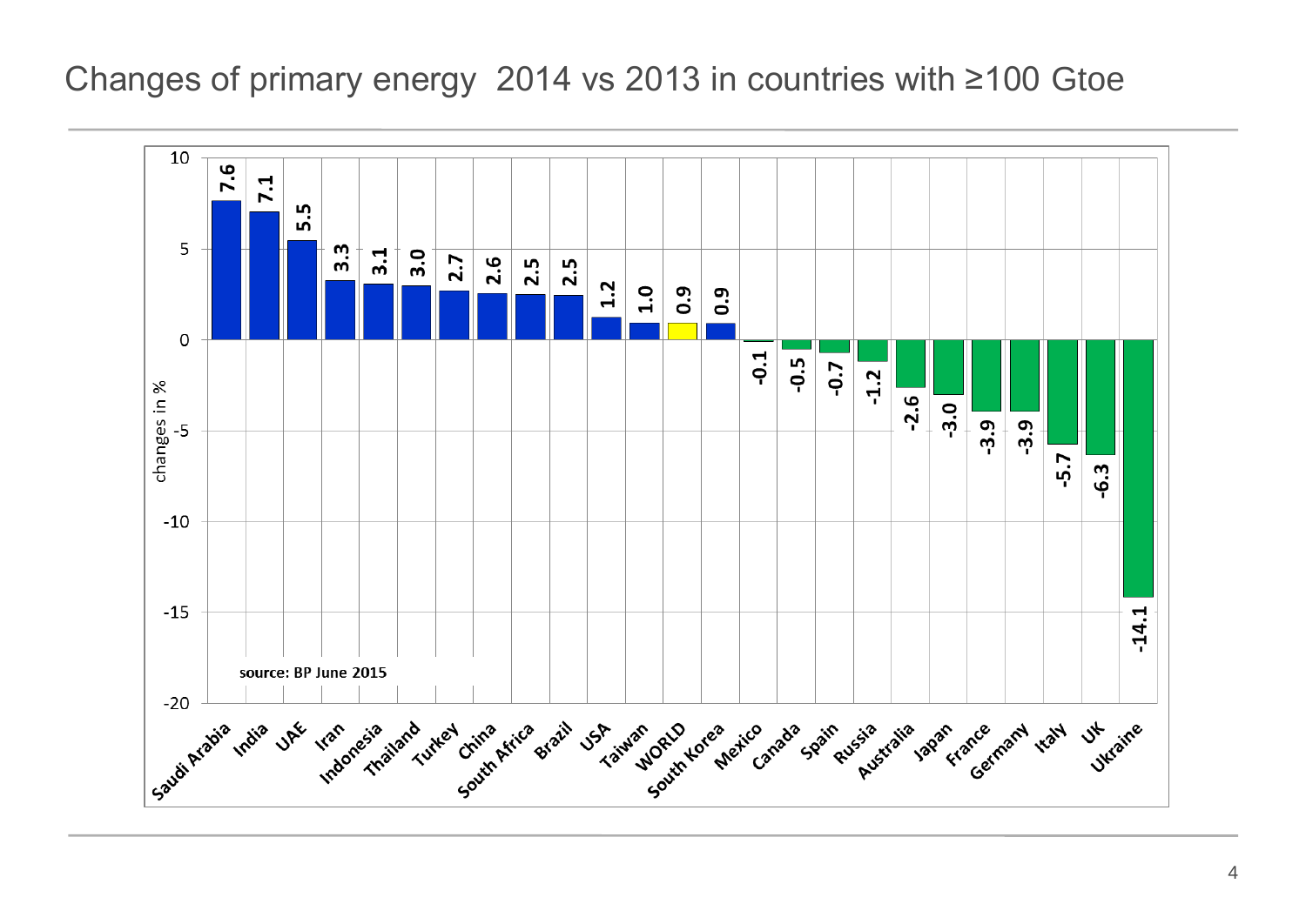# Changes of primary energy 2014 vs 2013 in countries with ≥100 Gtoe

| Country | changes in % |
|---|---|
| Saudi Arabia | 7.6 |
| India | 7.1 |
| UAE | 5.5 |
| Iran | 3.3 |
| Indonesia | 3.1 |
| Thailand | 3.0 |
| Turkey | 2.7 |
| China | 2.6 |
| South Africa | 2.5 |
| Brazil | 2.5 |
| USA | 1.2 |
| Taiwan | 1.0 |
| WORLD | 0.9 |
| South Korea | 0.9 |
| Mexico | -0.1 |
| Canada | -0.5 |
| Spain | -0.7 |
| Russia | -1.2 |
| Australia | -2.6 |
| Japan | -3.0 |
| France | -3.9 |
| Germany | -3.9 |
| Italy | -5.7 |
| UK | -6.3 |
| Ukraine | -14.1 |

source: BP June 2015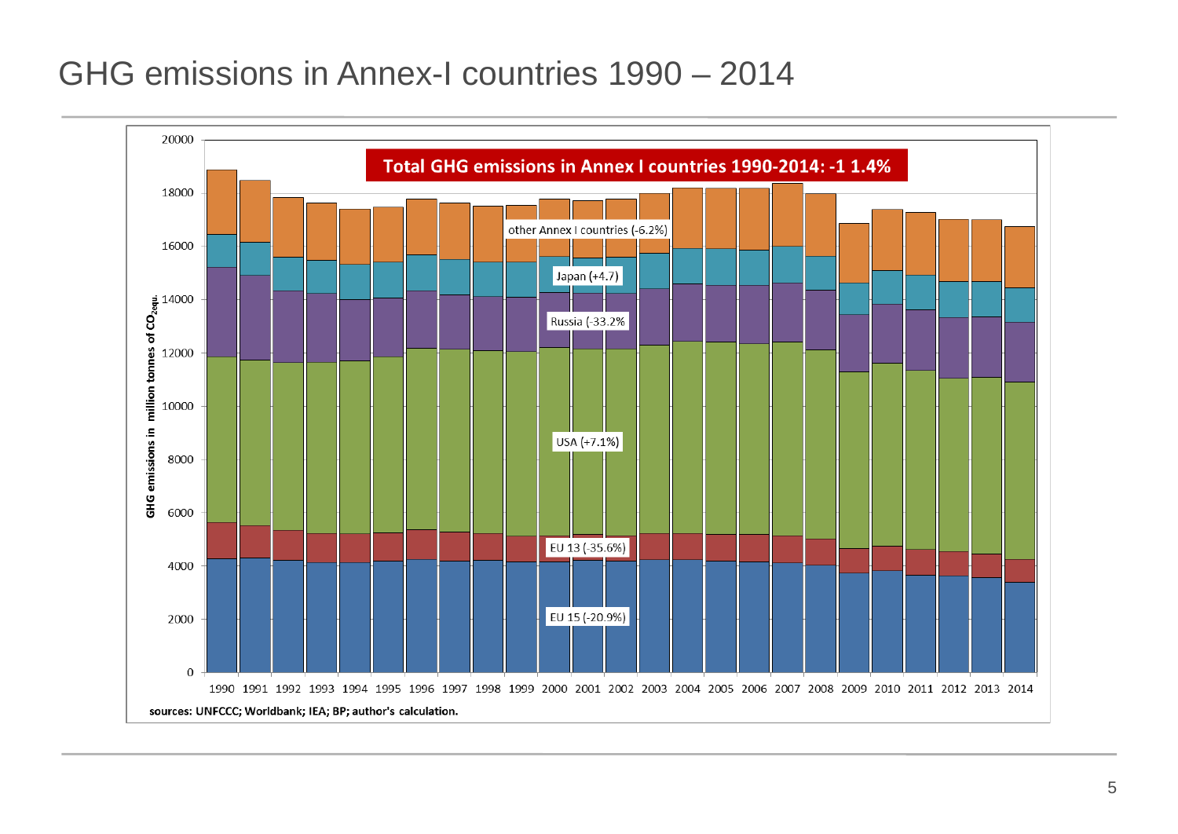# GHG emissions in Annex-I countries 1990 – 2014

**Total GHG emissions in Annex I countries 1990-2014: -1 1.4%**

GHG emissions in million tonnes of $CO_{2equ.}$

- other Annex I countries (-6.2%)
- Japan (+4.7)
- Russia (-33.2%
- USA (+7.1%)
- EU 13 (-35.6%)
- EU 15 (-20.9%)

1990 1991 1992 1993 1994 1995 1996 1997 1998 1999 2000 2001 2002 2003 2004 2005 2006 2007 2008 2009 2010 2011 2012 2013 2014

sources: UNFCCC; Worldbank; IEA; BP; author's calculation.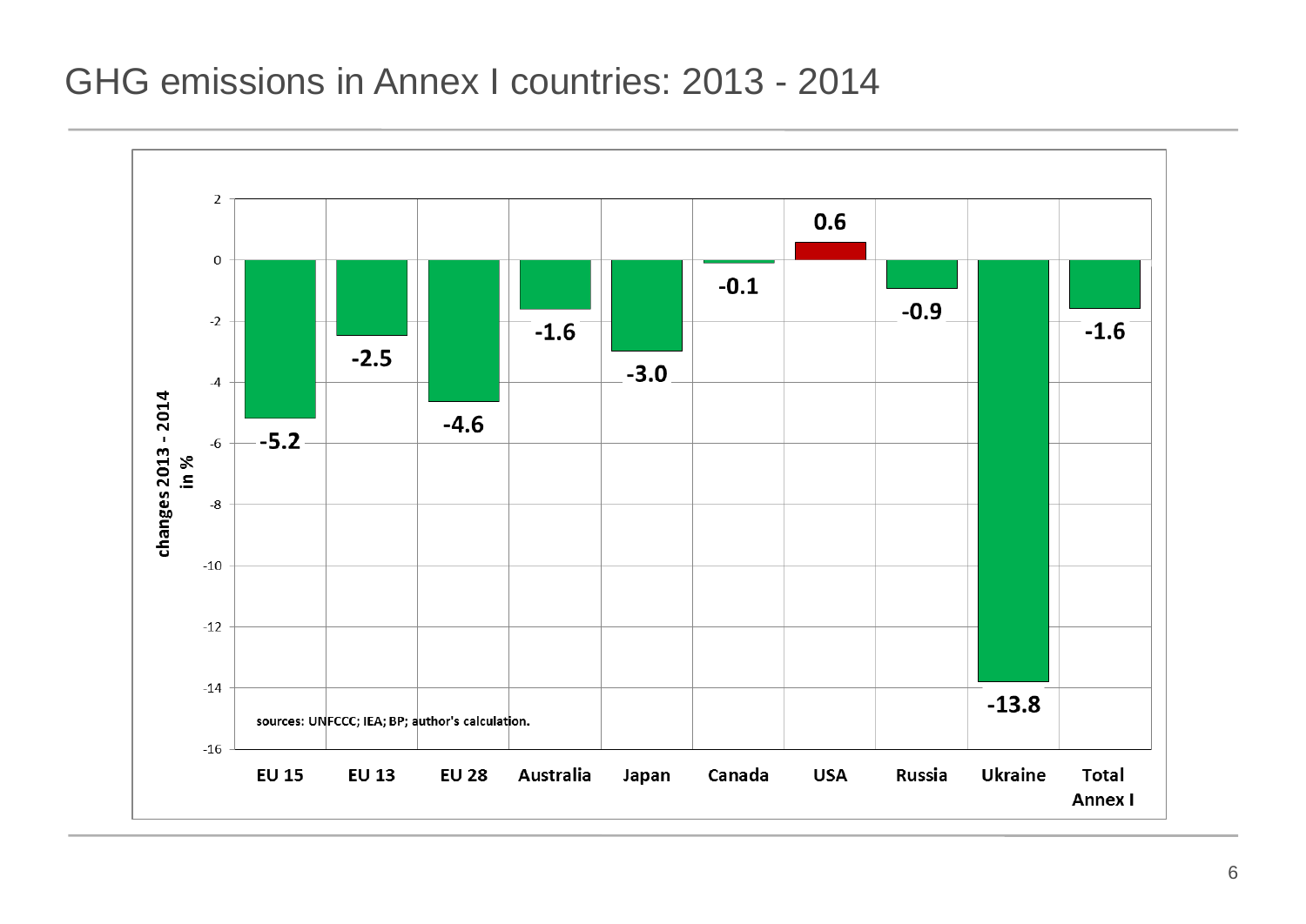# GHG emissions in Annex I countries: 2013 - 2014

| | EU 15 | EU 13 | EU 28 | Australia | Japan | Canada | USA | Russia | Ukraine | Total Annex I |
|---|---|---|---|---|---|---|---|---|---|---|
| changes 2013 - 2014 in % | -5.2 | -2.5 | -4.6 | -1.6 | -3.0 | -0.1 | 0.6 | -0.9 | -13.8 | -1.6 |

sources: UNFCCC; IEA; BP; author's calculation.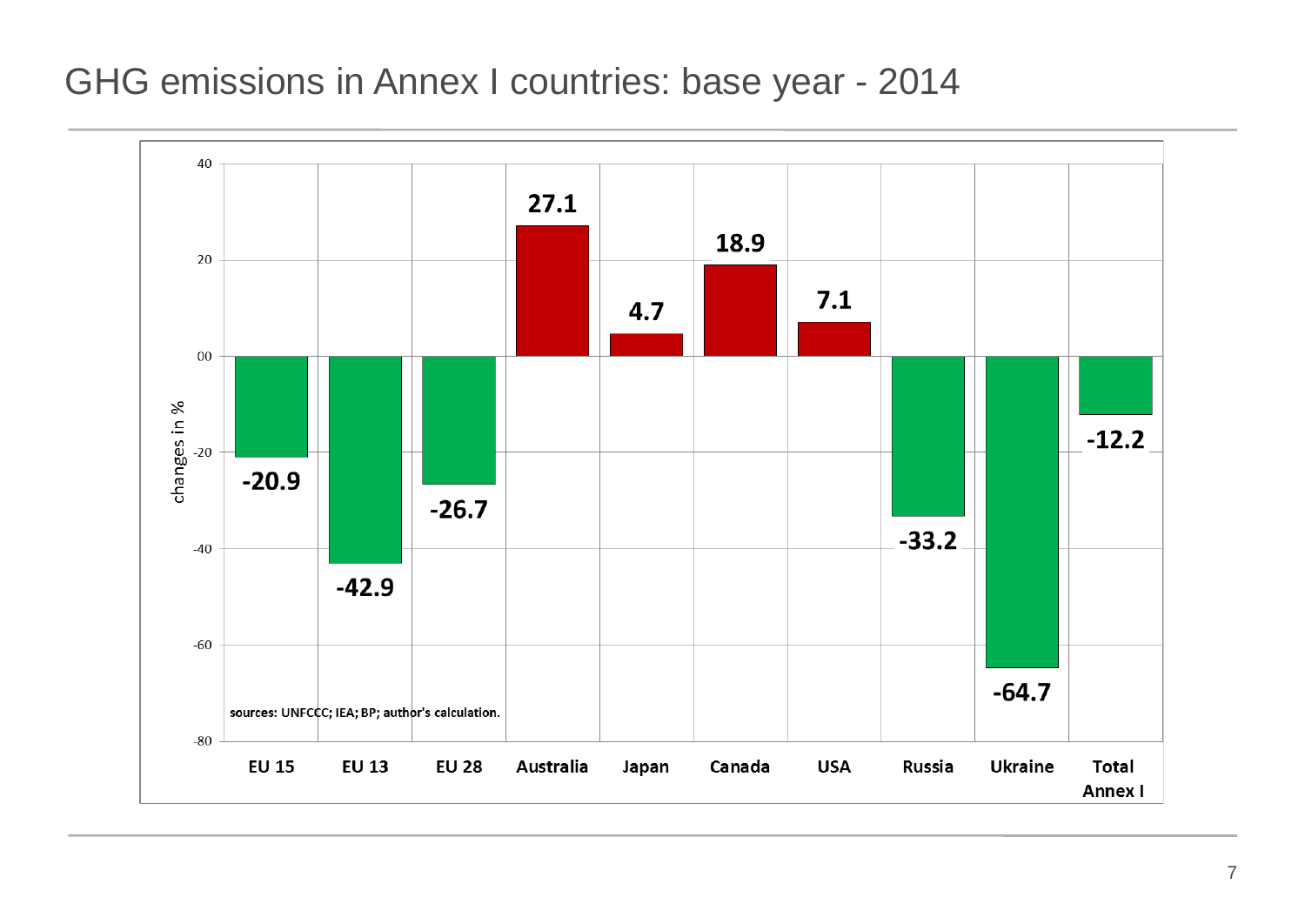# GHG emissions in Annex I countries: base year - 2014

| | EU 15 | EU 13 | EU 28 | Australia | Japan | Canada | USA | Russia | Ukraine | Total Annex I |
|---|---|---|---|---|---|---|---|---|---|---|
| changes in % | -20.9 | -42.9 | -26.7 | 27.1 | 4.7 | 18.9 | 7.1 | -33.2 | -64.7 | -12.2 |

sources: UNFCCC; IEA; BP; author's calculation.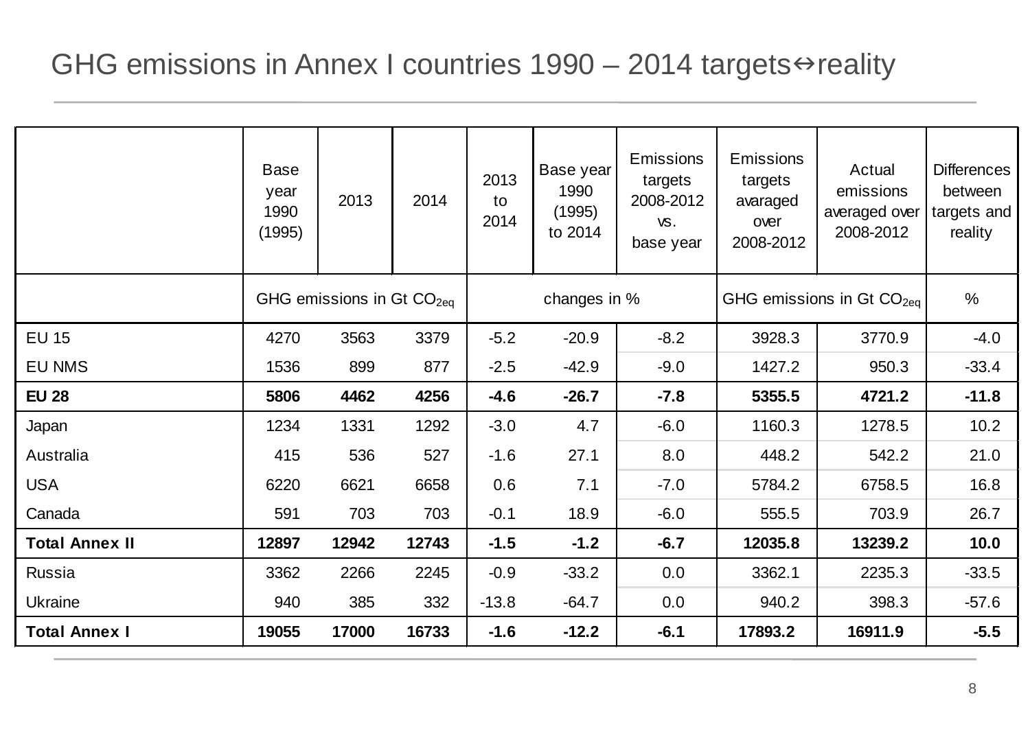# GHG emissions in Annex I countries 1990 – 2014 targets↔reality

|  | Base year 1990 (1995) | 2013 | 2014 | 2013 to 2014 | Base year 1990 (1995) to 2014 | Emissions targets 2008-2012 vs. base year | Emissions targets avaraged over 2008-2012 | Actual emissions averaged over 2008-2012 | Differences between targets and reality |
|---|---|---|---|---|---|---|---|---|---|
|  | GHG emissions in Gt $CO_{2eq}$ | | | changes in % | | | GHG emissions in Gt $CO_{2eq}$ | | % |
| EU 15 | 4270 | 3563 | 3379 | -5.2 | -20.9 | -8.2 | 3928.3 | 3770.9 | -4.0 |
| EU NMS | 1536 | 899 | 877 | -2.5 | -42.9 | -9.0 | 1427.2 | 950.3 | -33.4 |
| **EU 28** | **5806** | **4462** | **4256** | **-4.6** | **-26.7** | **-7.8** | **5355.5** | **4721.2** | **-11.8** |
| Japan | 1234 | 1331 | 1292 | -3.0 | 4.7 | -6.0 | 1160.3 | 1278.5 | 10.2 |
| Australia | 415 | 536 | 527 | -1.6 | 27.1 | 8.0 | 448.2 | 542.2 | 21.0 |
| USA | 6220 | 6621 | 6658 | 0.6 | 7.1 | -7.0 | 5784.2 | 6758.5 | 16.8 |
| Canada | 591 | 703 | 703 | -0.1 | 18.9 | -6.0 | 555.5 | 703.9 | 26.7 |
| **Total Annex II** | **12897** | **12942** | **12743** | **-1.5** | **-1.2** | **-6.7** | **12035.8** | **13239.2** | **10.0** |
| Russia | 3362 | 2266 | 2245 | -0.9 | -33.2 | 0.0 | 3362.1 | 2235.3 | -33.5 |
| Ukraine | 940 | 385 | 332 | -13.8 | -64.7 | 0.0 | 940.2 | 398.3 | -57.6 |
| **Total Annex I** | **19055** | **17000** | **16733** | **-1.6** | **-12.2** | **-6.1** | **17893.2** | **16911.9** | **-5.5** |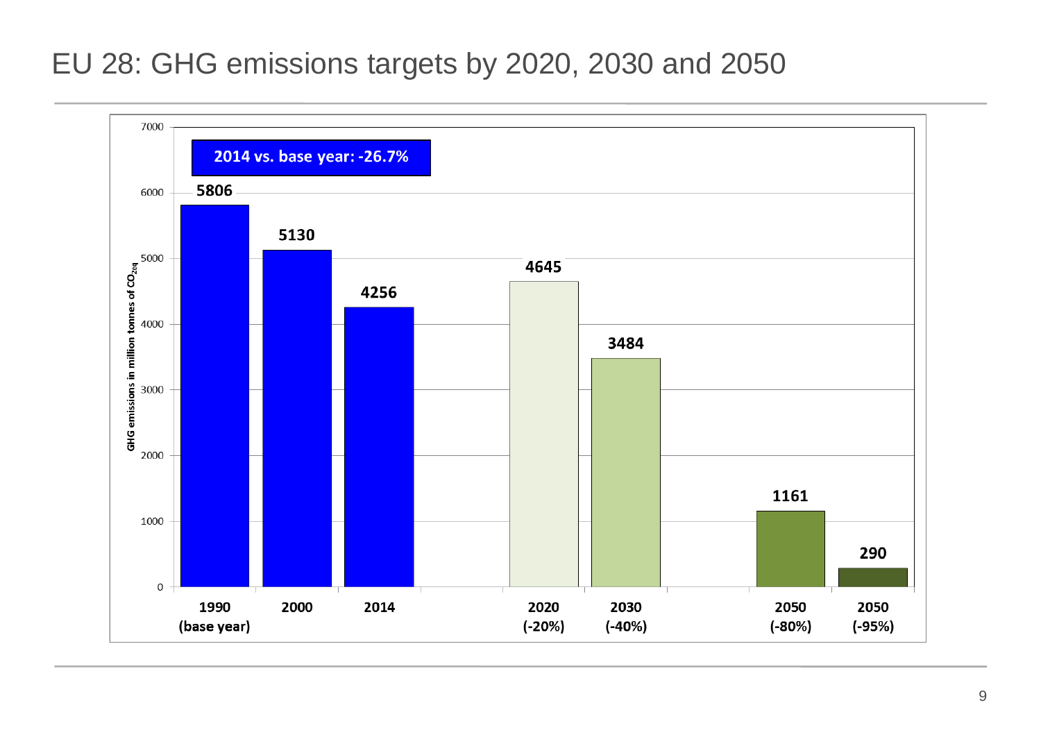# EU 28: GHG emissions targets by 2020, 2030 and 2050

**2014 vs. base year: -26.7%**

GHG emissions in million tonnes of $CO_{2eq}$

| Year | GHG emissions (million tonnes $CO_{2eq}$) |
|---|---|
| 1990 (base year) | 5806 |
| 2000 | 5130 |
| 2014 | 4256 |
| 2020 (-20%) | 4645 |
| 2030 (-40%) | 3484 |
| 2050 (-80%) | 1161 |
| 2050 (-95%) | 290 |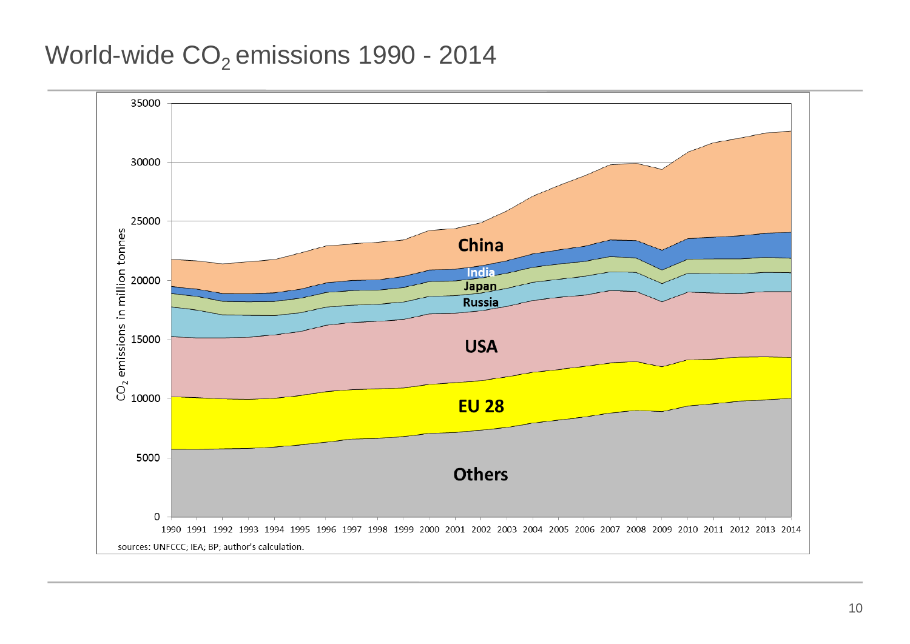# World-wide $CO_2$ emissions 1990 - 2014

sources: UNFCCC; IEA; BP; author's calculation.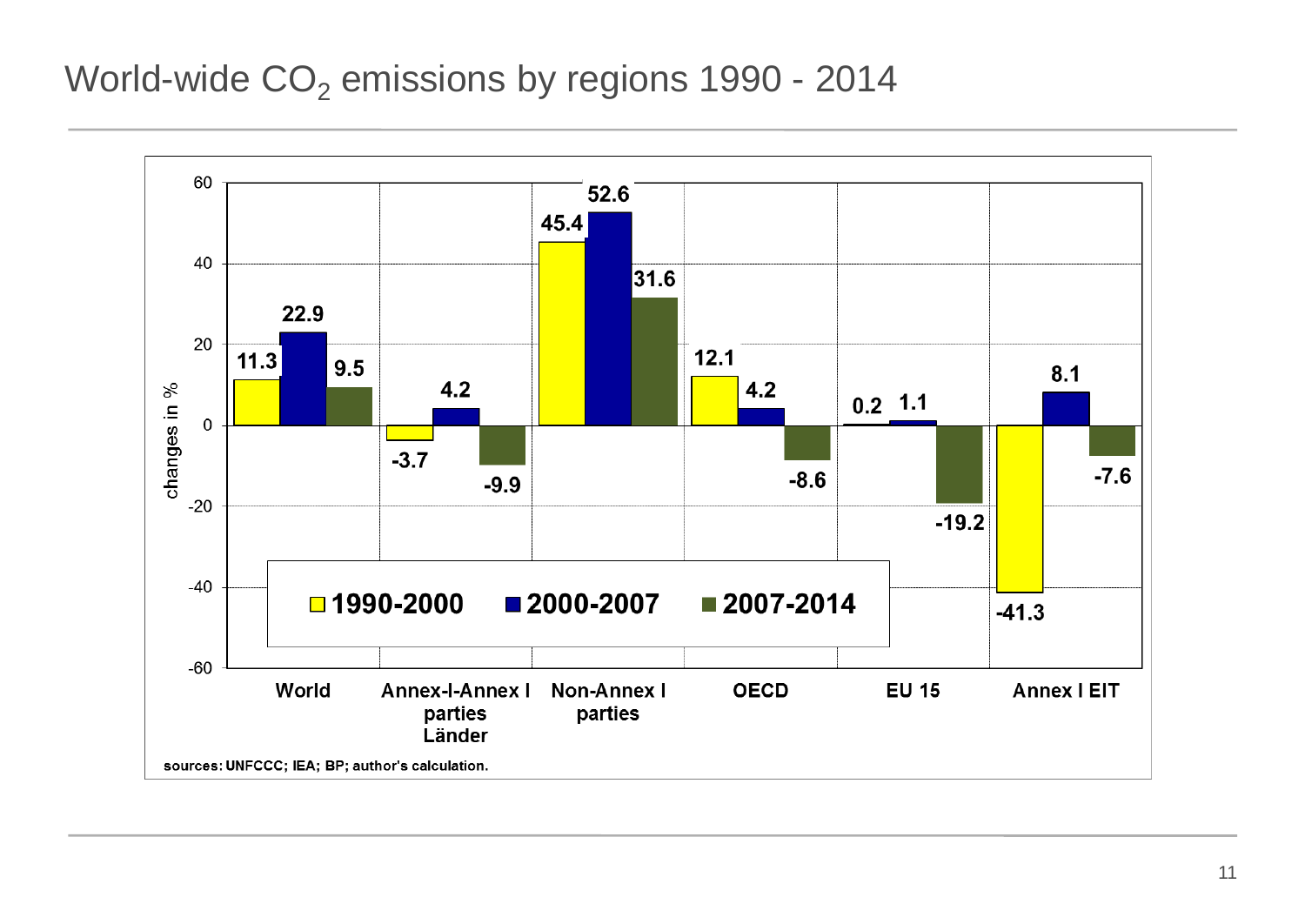# World-wide $CO_2$ emissions by regions 1990 - 2014

| Region | 1990-2000 | 2000-2007 | 2007-2014 |
| --- | --- | --- | --- |
| World | 11.3 | 22.9 | 9.5 |
| Annex-I-Annex I parties Länder | -3.7 | 4.2 | -9.9 |
| Non-Annex I parties | 45.4 | 52.6 | 31.6 |
| OECD | 12.1 | 4.2 | -8.6 |
| EU 15 | 0.2 | 1.1 | -19.2 |
| Annex I EIT | -41.3 | 8.1 | -7.6 |

changes in %

sources: UNFCCC; IEA; BP; author's calculation.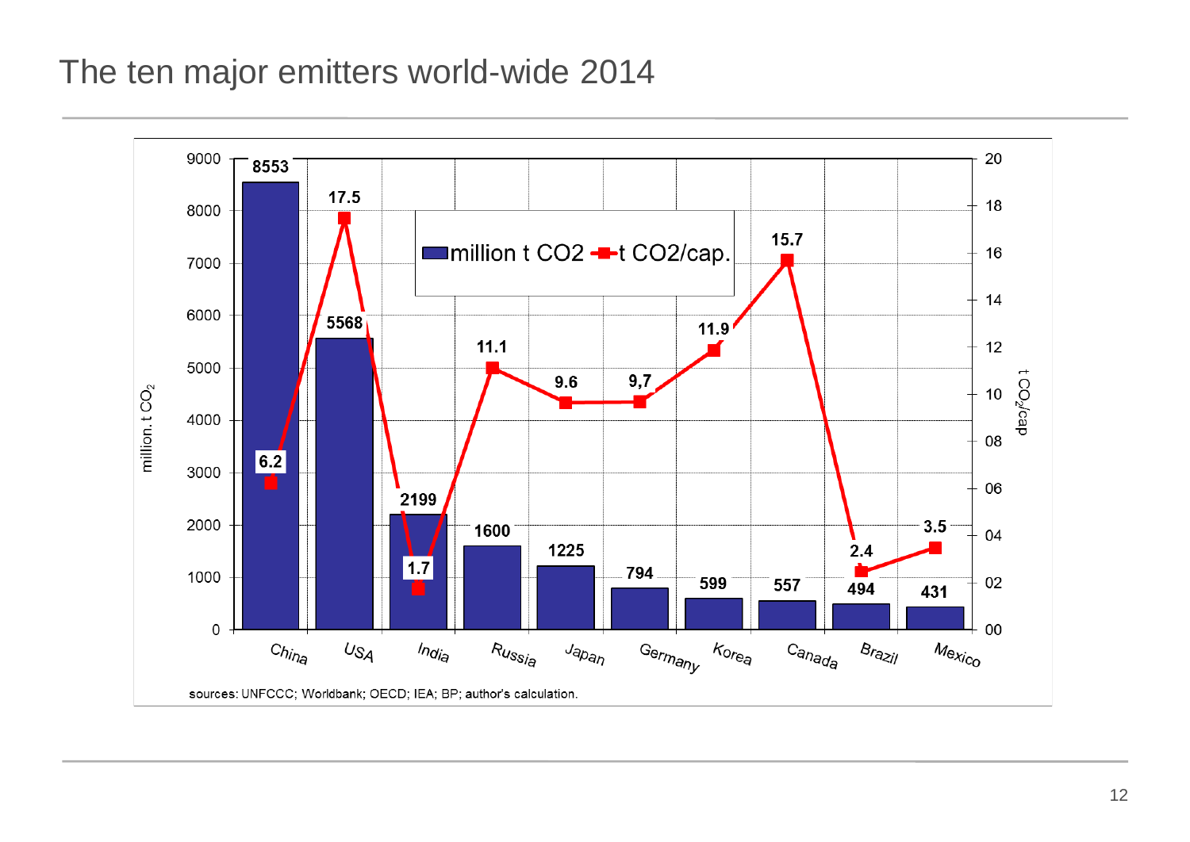# The ten major emitters world-wide 2014

| Country | million t $CO_2$ | t $CO_2$/cap. |
| --- | --- | --- |
| China | 8553 | 6.2 |
| USA | 5568 | 17.5 |
| India | 2199 | 1.7 |
| Russia | 1600 | 11.1 |
| Japan | 1225 | 9.6 |
| Germany | 794 | 9,7 |
| Korea | 599 | 11.9 |
| Canada | 557 | 15.7 |
| Brazil | 494 | 2.4 |
| Mexico | 431 | 3.5 |

sources: UNFCCC; Worldbank; OECD; IEA; BP; author's calculation.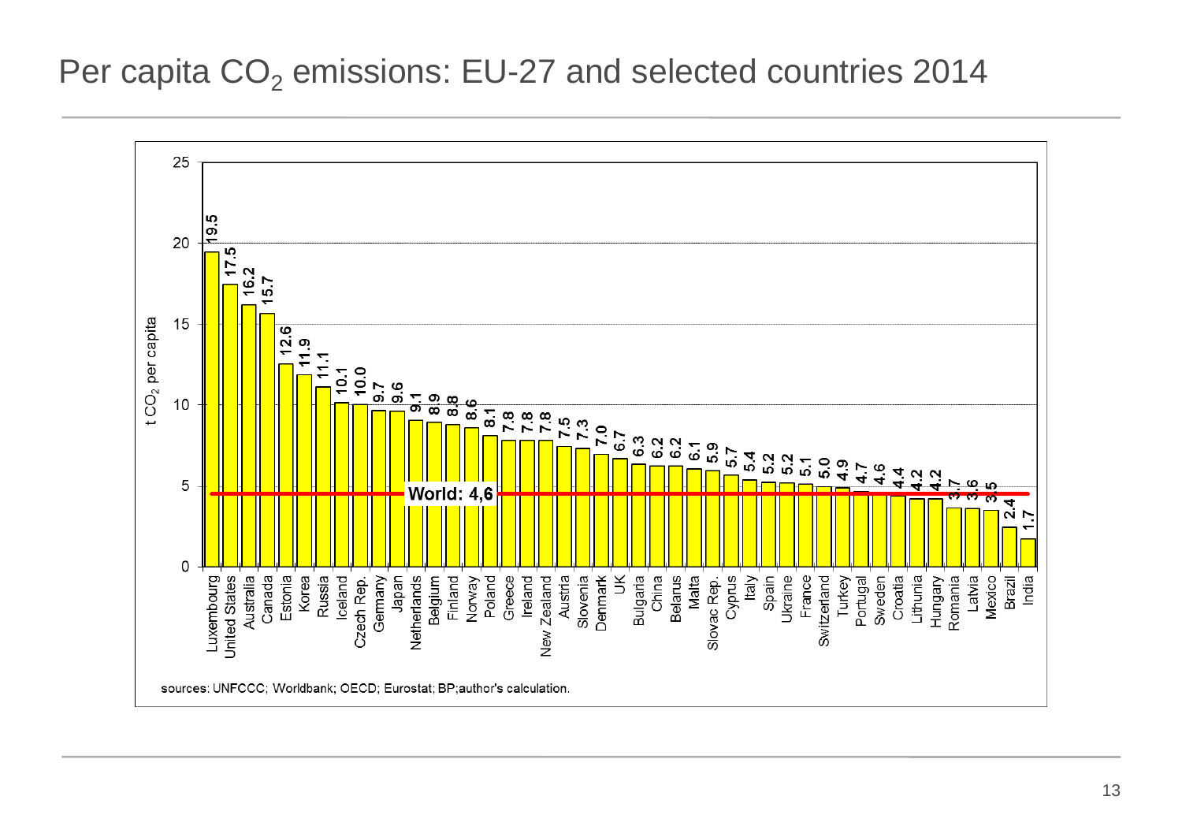# Per capita $CO_2$ emissions: EU-27 and selected countries 2014

| Country | t $CO_2$ per capita |
| --- | --- |
| Luxembourg | 19.5 |
| United States | 17.5 |
| Australia | 16.2 |
| Canada | 15.7 |
| Estonia | 12.6 |
| Korea | 11.9 |
| Russia | 11.1 |
| Iceland | 10.1 |
| Czech Rep. | 10.0 |
| Germany | 9.7 |
| Japan | 9.6 |
| Netherlands | 9.1 |
| Belgium | 8.9 |
| Finland | 8.8 |
| Norway | 8.6 |
| Poland | 8.1 |
| Greece | 7.8 |
| Ireland | 7.8 |
| New Zealand | 7.8 |
| Austria | 7.5 |
| Slovenia | 7.3 |
| Denmark | 7.0 |
| UK | 6.7 |
| Bulgaria | 6.3 |
| China | 6.2 |
| Belarus | 6.2 |
| Malta | 6.1 |
| Slovac Rep. | 5.9 |
| Cyprus | 5.7 |
| Italy | 5.4 |
| Spain | 5.2 |
| Ukraine | 5.2 |
| France | 5.1 |
| Switzerland | 5.0 |
| Turkey | 4.9 |
| Portugal | 4.7 |
| Sweden | 4.6 |
| Croatia | 4.4 |
| Lithunia | 4.2 |
| Hungary | 4.2 |
| Romania | 3.7 |
| Latvia | 3.6 |
| Mexico | 3.5 |
| Brazil | 2.4 |
| India | 1.7 |

World: 4,6

sources: UNFCCC; Worldbank; OECD; Eurostat; BP;author's calculation.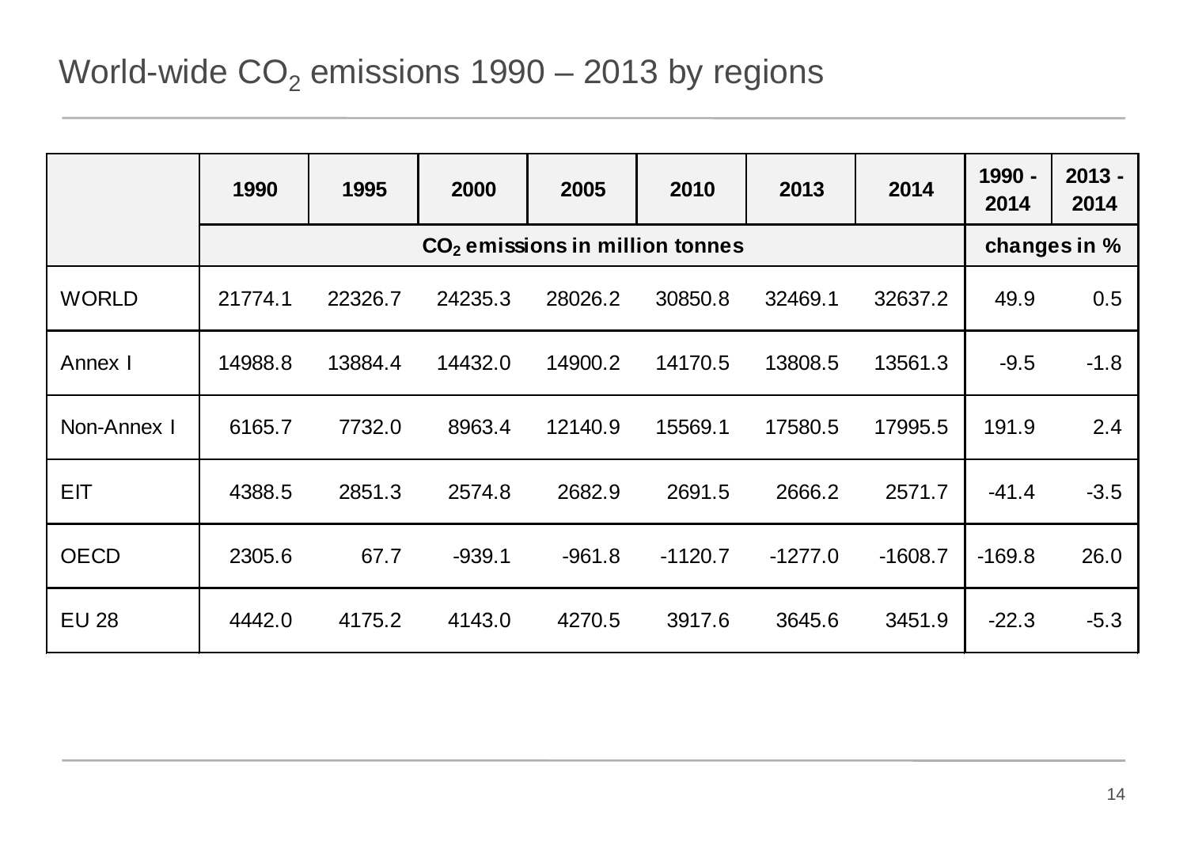# World-wide $CO_2$ emissions 1990 – 2013 by regions

| | 1990 | 1995 | 2000 | 2005 | 2010 | 2013 | 2014 | 1990 - 2014 | 2013 - 2014 |
|---|---|---|---|---|---|---|---|---|---|
| | $CO_2$ emissions in million tonnes | | | | | | | changes in % | |
| WORLD | 21774.1 | 22326.7 | 24235.3 | 28026.2 | 30850.8 | 32469.1 | 32637.2 | 49.9 | 0.5 |
| Annex I | 14988.8 | 13884.4 | 14432.0 | 14900.2 | 14170.5 | 13808.5 | 13561.3 | -9.5 | -1.8 |
| Non-Annex I | 6165.7 | 7732.0 | 8963.4 | 12140.9 | 15569.1 | 17580.5 | 17995.5 | 191.9 | 2.4 |
| EIT | 4388.5 | 2851.3 | 2574.8 | 2682.9 | 2691.5 | 2666.2 | 2571.7 | -41.4 | -3.5 |
| OECD | 2305.6 | 67.7 | -939.1 | -961.8 | -1120.7 | -1277.0 | -1608.7 | -169.8 | 26.0 |
| EU 28 | 4442.0 | 4175.2 | 4143.0 | 4270.5 | 3917.6 | 3645.6 | 3451.9 | -22.3 | -5.3 |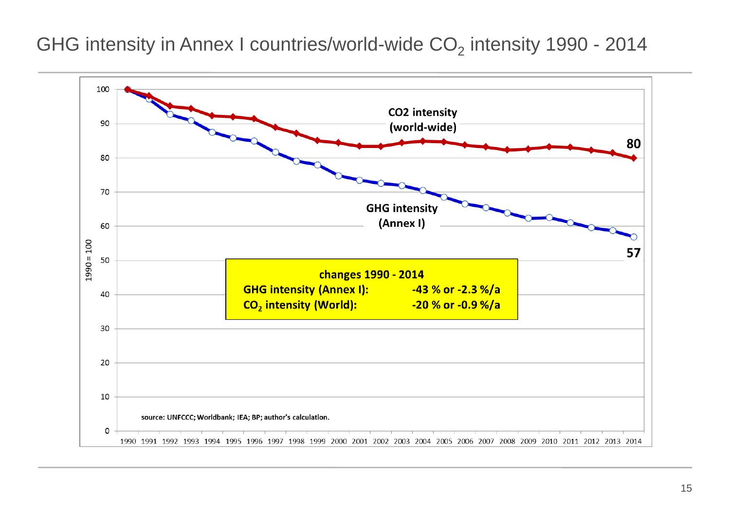# GHG intensity in Annex I countries/world-wide $CO_2$ intensity 1990 - 2014

CO2 intensity (world-wide)

GHG intensity (Annex I)

80

57

changes 1990 - 2014

| | |
|---|---|
| GHG intensity (Annex I): | -43 % or -2.3 %/a |
| $CO_2$ intensity (World): | -20 % or -0.9 %/a |

1990 = 100

source: UNFCCC; Worldbank; IEA; BP; author's calculation.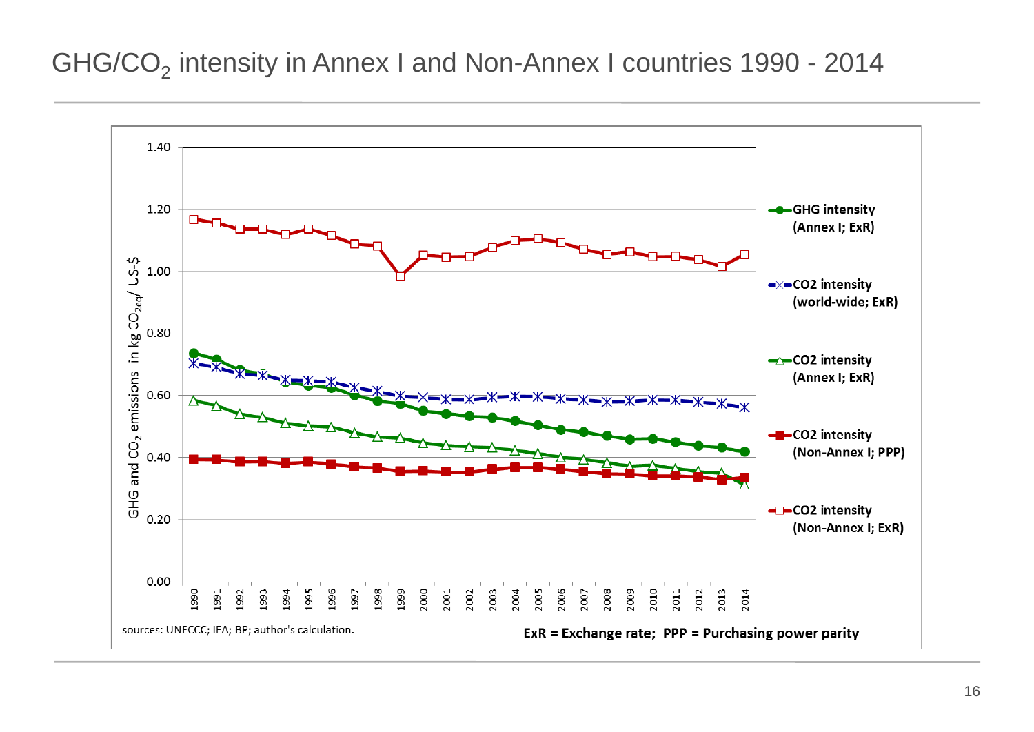# GHG/$CO_2$ intensity in Annex I and Non-Annex I countries 1990 - 2014

GHG and $CO_2$ emissions in kg $CO_{2eq}$ / US-$

- GHG intensity (Annex I; ExR)
- CO2 intensity (world-wide; ExR)
- CO2 intensity (Annex I; ExR)
- CO2 intensity (Non-Annex I; PPP)
- CO2 intensity (Non-Annex I; ExR)

sources: UNFCCC; IEA; BP; author's calculation.

**ExR = Exchange rate; PPP = Purchasing power parity**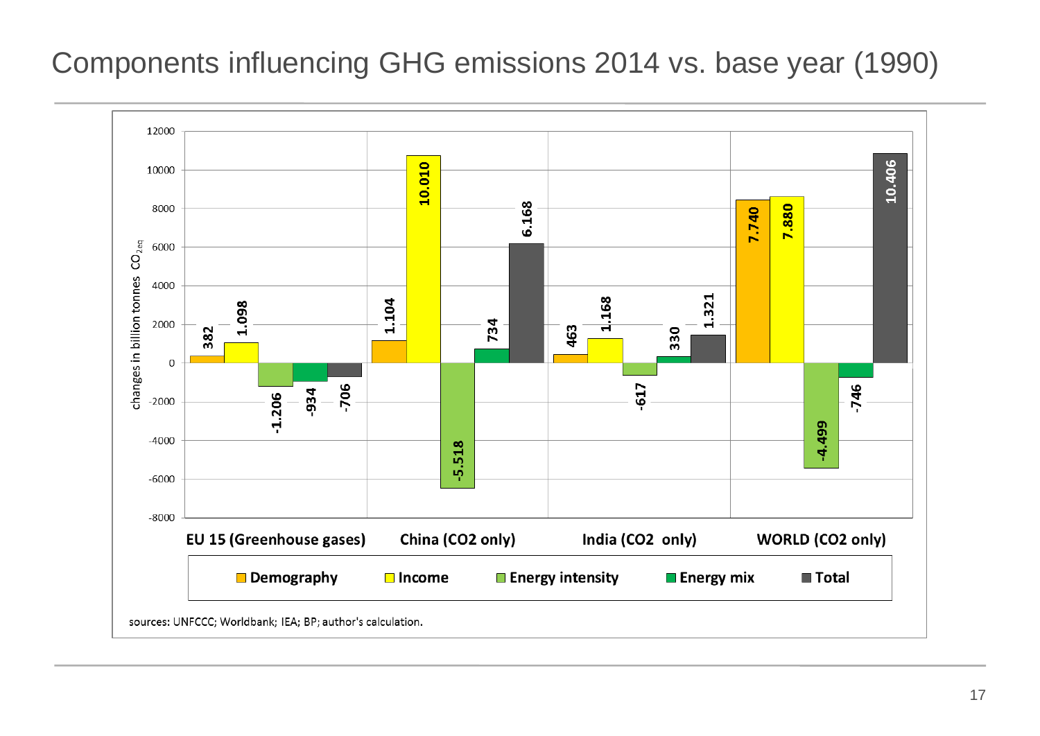# Components influencing GHG emissions 2014 vs. base year (1990)

changes in billion tonnes $CO_{2eq}$

| | Demography | Income | Energy intensity | Energy mix | Total |
|---|---|---|---|---|---|
| EU 15 (Greenhouse gases) | 382 | 1.098 | -1.206 | -934 | -706 |
| China (CO2 only) | 1.104 | 10.010 | -5.518 | 734 | 6.168 |
| India (CO2 only) | 463 | 1.168 | -617 | 330 | 1.321 |
| WORLD (CO2 only) | 7.740 | 7.880 | -4.499 | -746 | 10.406 |

sources: UNFCCC; Worldbank; IEA; BP; author's calculation.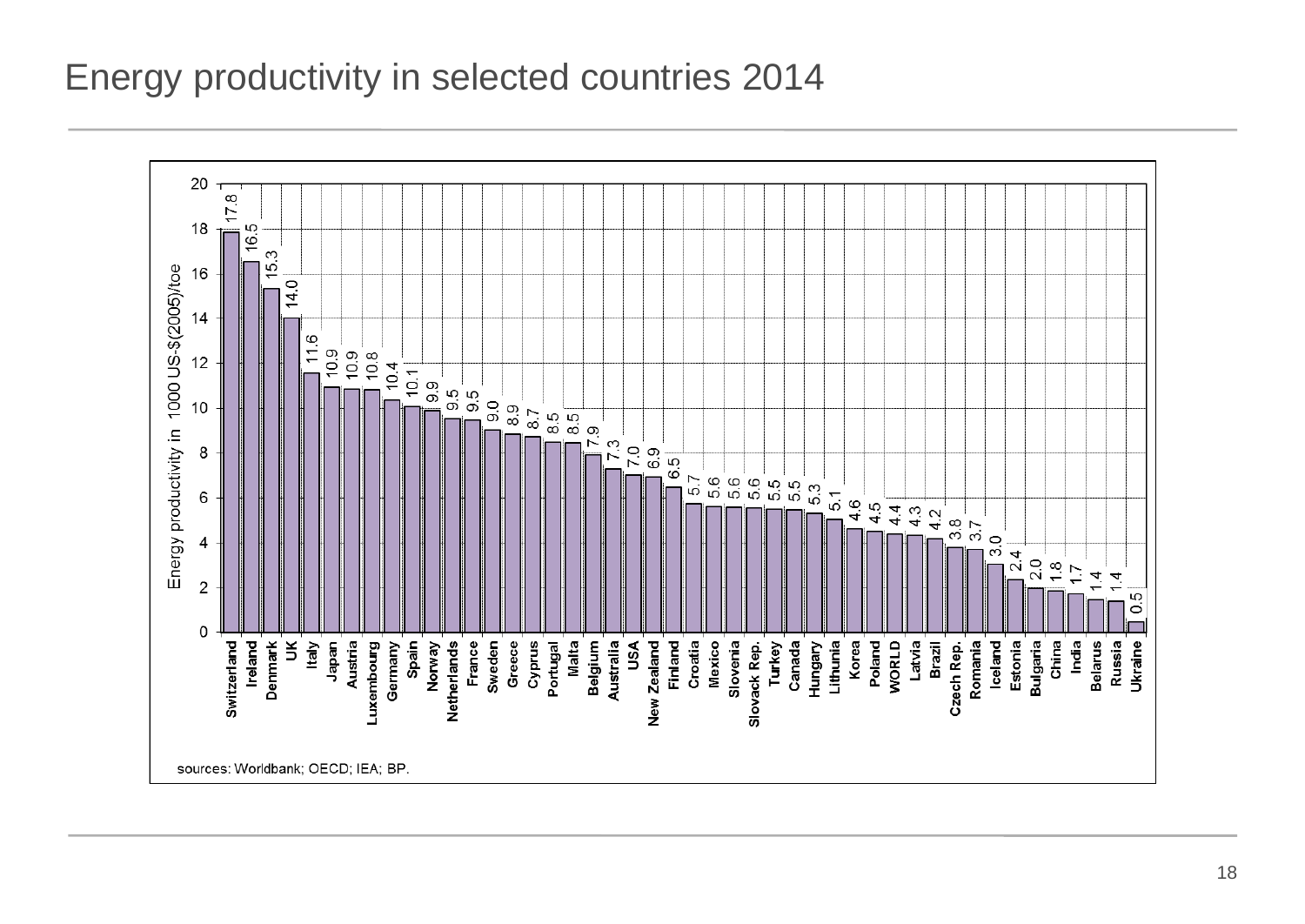# Energy productivity in selected countries 2014

Energy productivity in 1000 US-$(2005)/toe

| Country | Energy productivity |
|---|---|
| Switzerland | 17.8 |
| Ireland | 16.5 |
| Denmark | 15.3 |
| UK | 14.0 |
| Italy | 11.6 |
| Japan | 10.9 |
| Austria | 10.9 |
| Luxembourg | 10.8 |
| Germany | 10.4 |
| Spain | 10.1 |
| Norway | 9.9 |
| Netherlands | 9.5 |
| France | 9.5 |
| Sweden | 9.0 |
| Greece | 8.9 |
| Cyprus | 8.7 |
| Portugal | 8.5 |
| Malta | 8.5 |
| Belgium | 7.9 |
| Australia | 7.3 |
| USA | 7.0 |
| New Zealand | 6.9 |
| Finland | 6.5 |
| Croatia | 5.7 |
| Mexico | 5.6 |
| Slovenia | 5.6 |
| Slovack Rep. | 5.6 |
| Turkey | 5.5 |
| Canada | 5.5 |
| Hungary | 5.3 |
| Lithunia | 5.1 |
| Korea | 4.6 |
| Poland | 4.5 |
| WORLD | 4.4 |
| Latvia | 4.3 |
| Brazil | 4.2 |
| Czech Rep. | 3.8 |
| Romania | 3.7 |
| Iceland | 3.0 |
| Estonia | 2.4 |
| Bulgaria | 2.0 |
| China | 1.8 |
| India | 1.7 |
| Belarus | 1.4 |
| Russia | 1.4 |
| Ukraine | 0.5 |

sources: Worldbank; OECD; IEA; BP.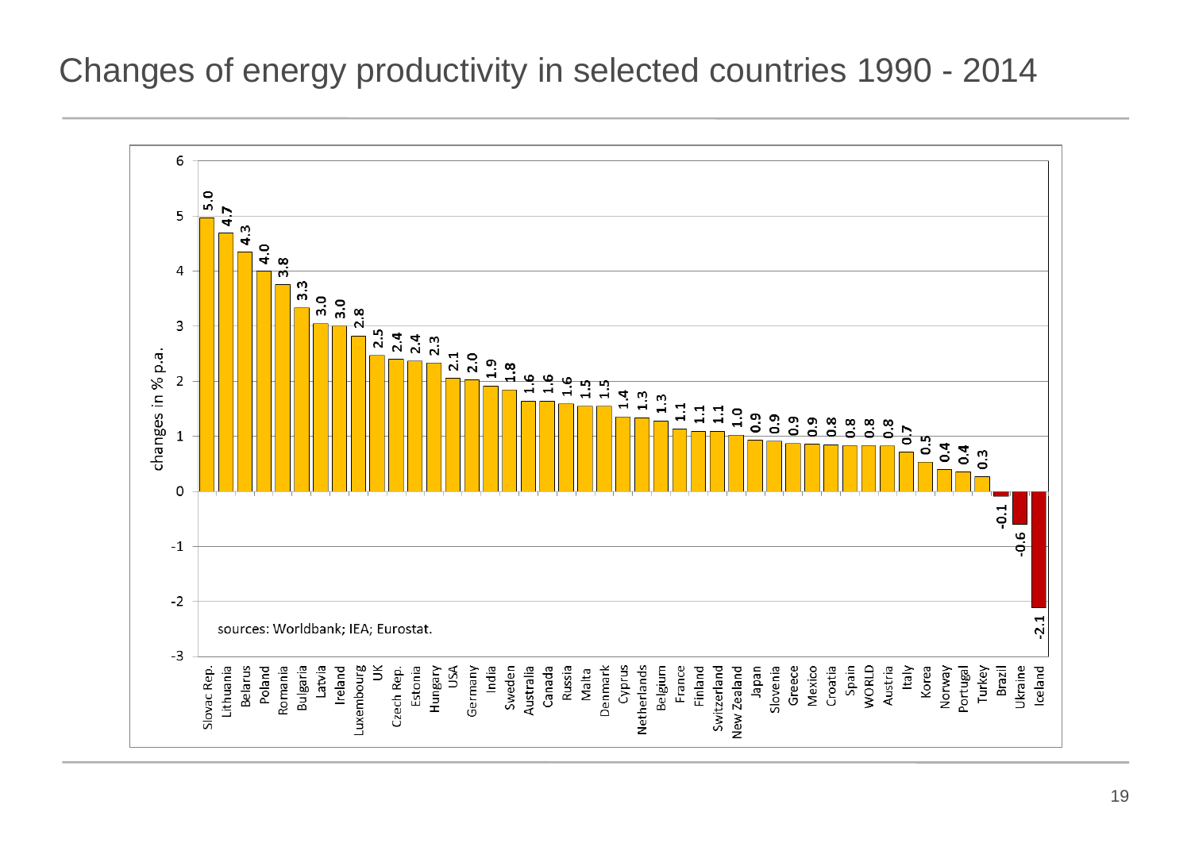# Changes of energy productivity in selected countries 1990 - 2014

| Country | changes in % p.a. |
|---|---|
| Slovac Rep. | 5.0 |
| Lithuania | 4.7 |
| Belarus | 4.3 |
| Poland | 4.0 |
| Romania | 3.8 |
| Bulgaria | 3.3 |
| Latvia | 3.0 |
| Ireland | 3.0 |
| Luxembourg | 2.8 |
| UK | 2.5 |
| Czech Rep. | 2.4 |
| Estonia | 2.4 |
| Hungary | 2.3 |
| USA | 2.1 |
| Germany | 2.0 |
| India | 1.9 |
| Sweden | 1.8 |
| Australia | 1.6 |
| Canada | 1.6 |
| Russia | 1.6 |
| Malta | 1.5 |
| Denmark | 1.5 |
| Cyprus | 1.4 |
| Netherlands | 1.3 |
| Belgium | 1.3 |
| France | 1.1 |
| Finland | 1.1 |
| Switzerland | 1.1 |
| New Zealand | 1.0 |
| Japan | 0.9 |
| Slovenia | 0.9 |
| Greece | 0.9 |
| Mexico | 0.9 |
| Croatia | 0.8 |
| Spain | 0.8 |
| WORLD | 0.8 |
| Austria | 0.8 |
| Italy | 0.7 |
| Korea | 0.5 |
| Norway | 0.4 |
| Portugal | 0.4 |
| Turkey | 0.3 |
| Brazil | -0.1 |
| Ukraine | -0.6 |
| Iceland | -2.1 |

sources: Worldbank; IEA; Eurostat.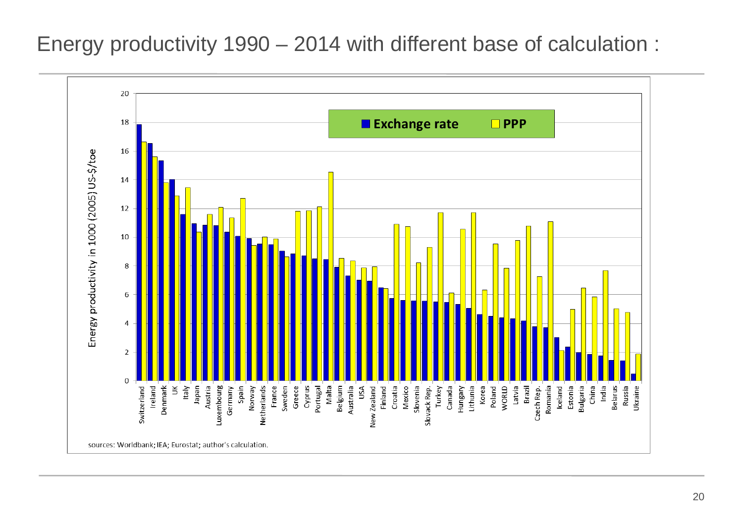# Energy productivity 1990 – 2014 with different base of calculation :

Energy productivity in 1000 (2005) US-$/toe

■ Exchange rate □ PPP

Switzerland, Ireland, Denmark, UK, Italy, Japan, Austria, Luxembourg, Germany, Spain, Norway, Netherlands, France, Sweden, Greece, Cyprus, Portugal, Malta, Belgium, Australia, USA, New Zealand, Finland, Croatia, Mexico, Slovenia, Slovack Rep., Turkey, Canada, Hungary, Lithuania, Korea, Poland, WORLD, Latvia, Brazil, Czech Rep., Romania, Iceland, Estonia, Bulgaria, China, India, Belarus, Russia, Ukraine

sources: Worldbank; IEA; Eurostat; author's calculation.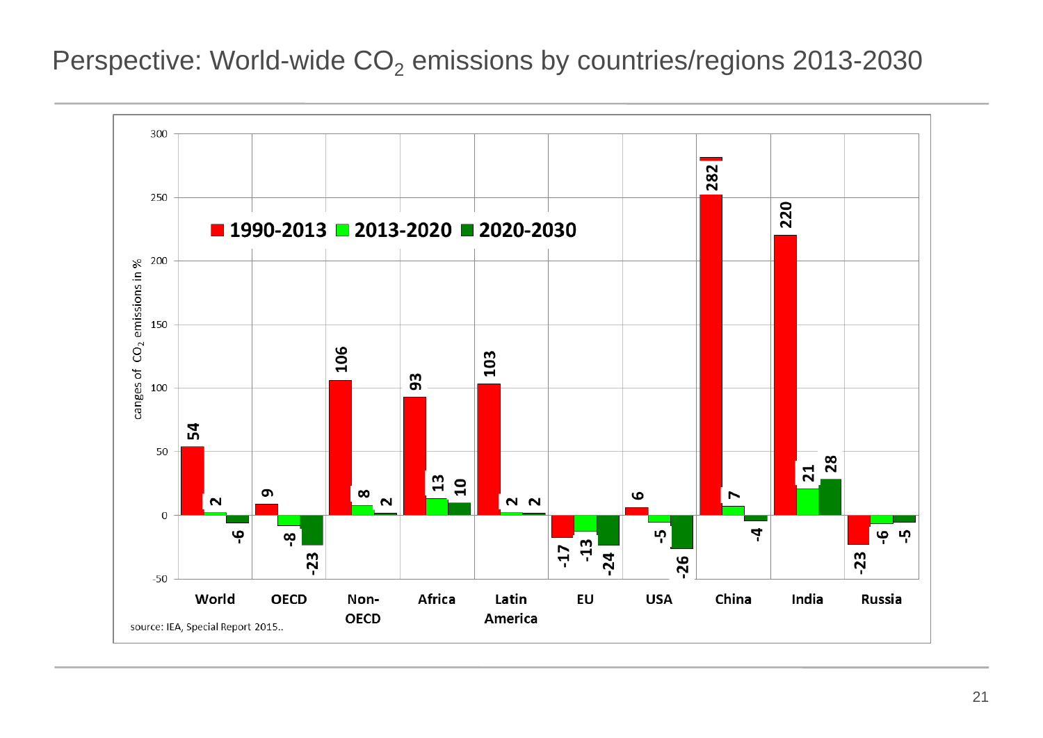# Perspective: World-wide $CO_2$ emissions by countries/regions 2013-2030

| Region | 1990-2013 | 2013-2020 | 2020-2030 |
| --- | --- | --- | --- |
| World | 54 | 2 | -6 |
| OECD | 9 | -8 | -23 |
| Non-OECD | 106 | 8 | 2 |
| Africa | 93 | 13 | 10 |
| Latin America | 103 | 2 | 2 |
| EU | -17 | -13 | -24 |
| USA | 6 | -5 | -26 |
| China | 282 | 7 | -4 |
| India | 220 | 21 | 28 |
| Russia | -23 | -6 | -5 |

canges of $CO_2$ emissions in %

source: IEA, Special Report 2015..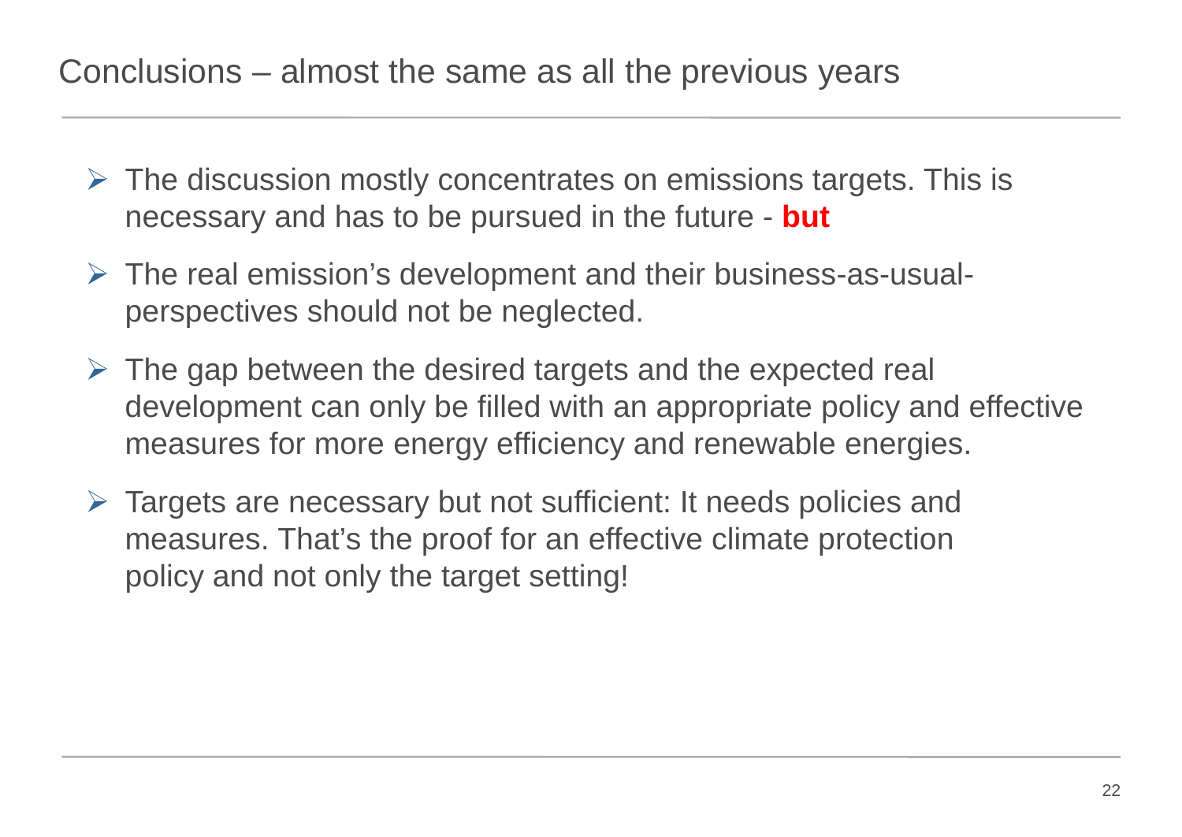# Conclusions – almost the same as all the previous years

- The discussion mostly concentrates on emissions targets. This is necessary and has to be pursued in the future - **but**
- The real emission's development and their business-as-usual-perspectives should not be neglected.
- The gap between the desired targets and the expected real development can only be filled with an appropriate policy and effective measures for more energy efficiency and renewable energies.
- Targets are necessary but not sufficient: It needs policies and measures. That's the proof for an effective climate protection policy and not only the target setting!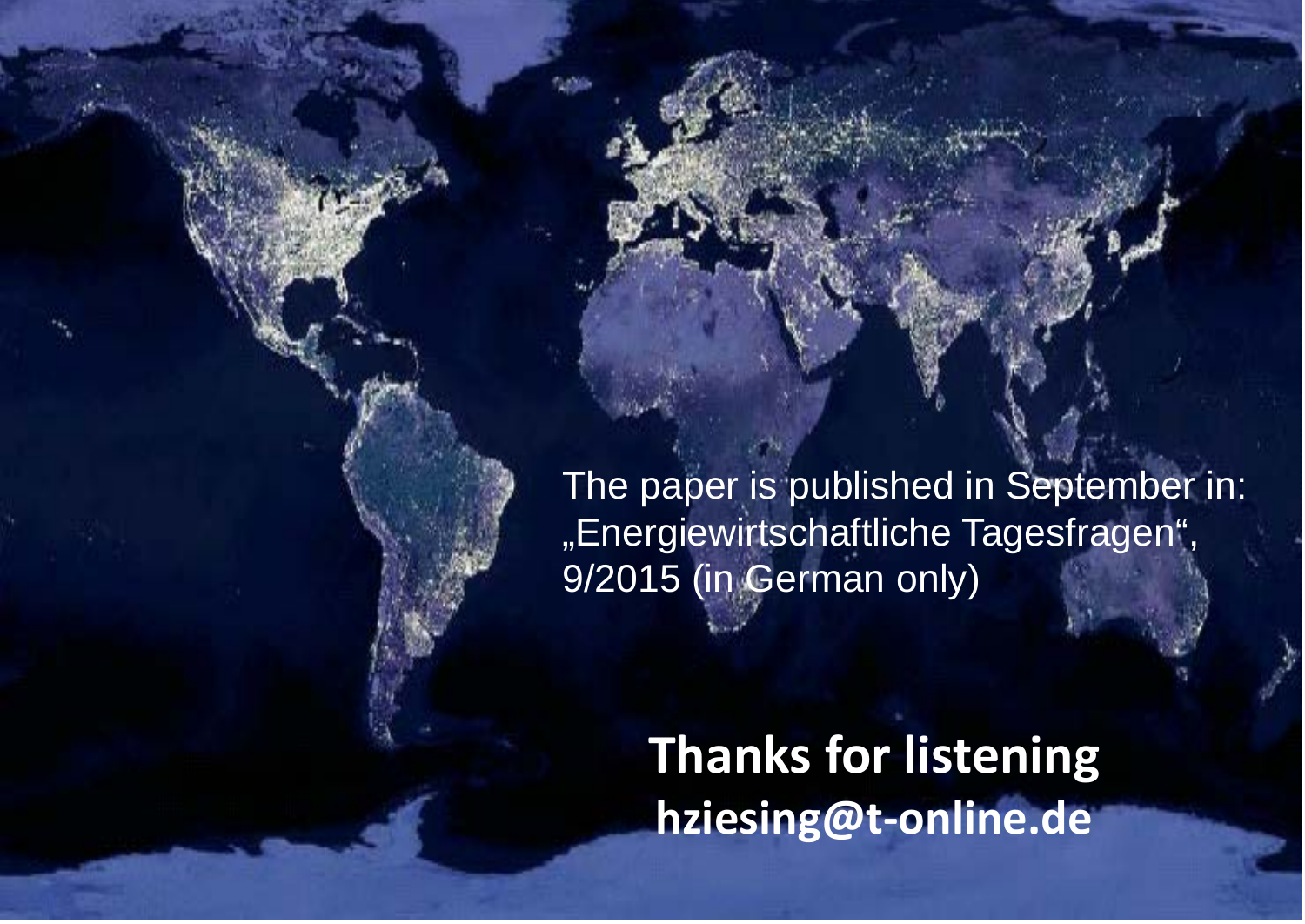The paper is published in September in: „Energiewirtschaftliche Tagesfragen“, 9/2015 (in German only)

**Thanks for listening**
**hziesing@t-online.de**